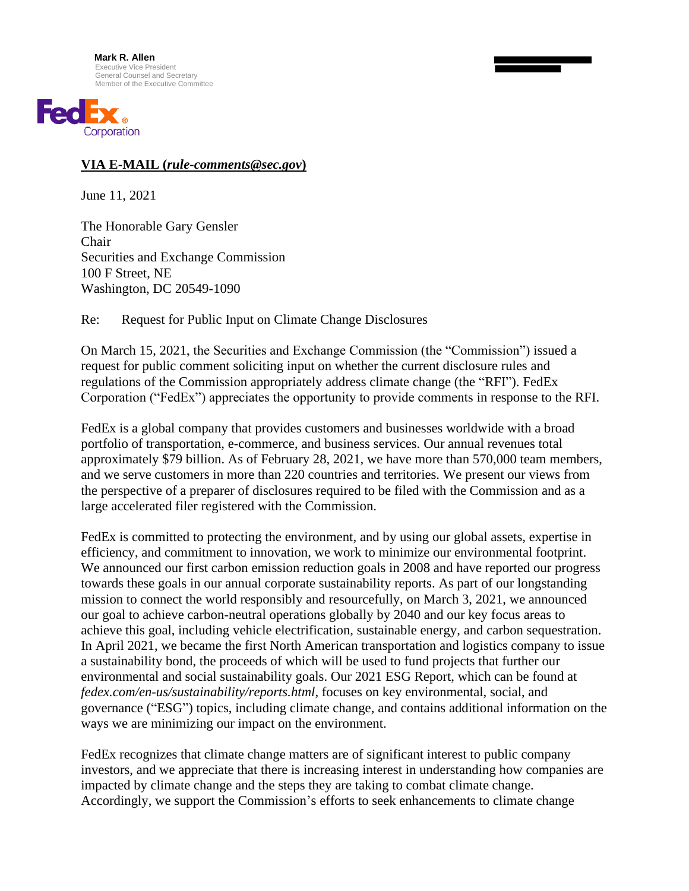**Mark R. Allen**
Executive Vice President
General Counsel and Secretary
Member of the Executive Committee

FedEx Corporation

**VIA E-MAIL (*rule-comments@sec.gov*)**

June 11, 2021

The Honorable Gary Gensler
Chair
Securities and Exchange Commission
100 F Street, NE
Washington, DC 20549-1090

Re: Request for Public Input on Climate Change Disclosures

On March 15, 2021, the Securities and Exchange Commission (the "Commission") issued a request for public comment soliciting input on whether the current disclosure rules and regulations of the Commission appropriately address climate change (the "RFI"). FedEx Corporation ("FedEx") appreciates the opportunity to provide comments in response to the RFI.

FedEx is a global company that provides customers and businesses worldwide with a broad portfolio of transportation, e-commerce, and business services. Our annual revenues total approximately $79 billion. As of February 28, 2021, we have more than 570,000 team members, and we serve customers in more than 220 countries and territories. We present our views from the perspective of a preparer of disclosures required to be filed with the Commission and as a large accelerated filer registered with the Commission.

FedEx is committed to protecting the environment, and by using our global assets, expertise in efficiency, and commitment to innovation, we work to minimize our environmental footprint. We announced our first carbon emission reduction goals in 2008 and have reported our progress towards these goals in our annual corporate sustainability reports. As part of our longstanding mission to connect the world responsibly and resourcefully, on March 3, 2021, we announced our goal to achieve carbon-neutral operations globally by 2040 and our key focus areas to achieve this goal, including vehicle electrification, sustainable energy, and carbon sequestration. In April 2021, we became the first North American transportation and logistics company to issue a sustainability bond, the proceeds of which will be used to fund projects that further our environmental and social sustainability goals. Our 2021 ESG Report, which can be found at *fedex.com/en-us/sustainability/reports.html*, focuses on key environmental, social, and governance ("ESG") topics, including climate change, and contains additional information on the ways we are minimizing our impact on the environment.

FedEx recognizes that climate change matters are of significant interest to public company investors, and we appreciate that there is increasing interest in understanding how companies are impacted by climate change and the steps they are taking to combat climate change. Accordingly, we support the Commission's efforts to seek enhancements to climate change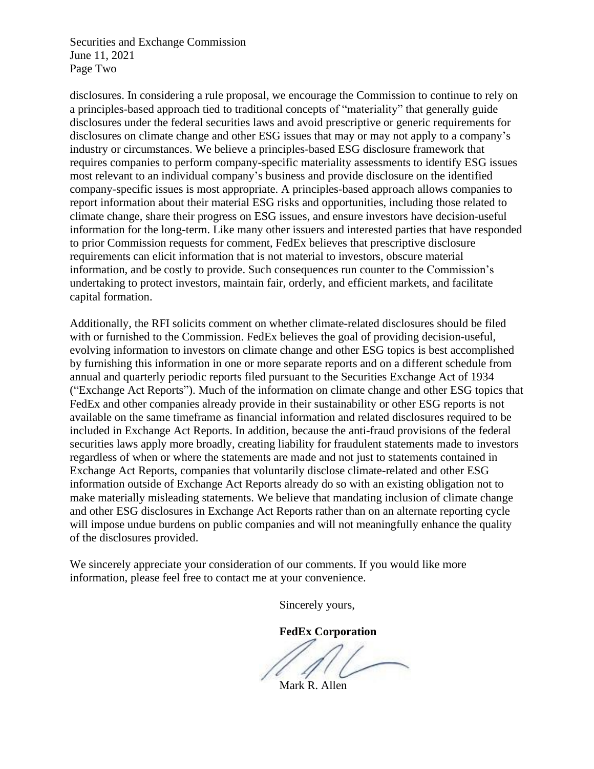disclosures. In considering a rule proposal, we encourage the Commission to continue to rely on a principles-based approach tied to traditional concepts of "materiality" that generally guide disclosures under the federal securities laws and avoid prescriptive or generic requirements for disclosures on climate change and other ESG issues that may or may not apply to a company's industry or circumstances. We believe a principles-based ESG disclosure framework that requires companies to perform company-specific materiality assessments to identify ESG issues most relevant to an individual company's business and provide disclosure on the identified company-specific issues is most appropriate. A principles-based approach allows companies to report information about their material ESG risks and opportunities, including those related to climate change, share their progress on ESG issues, and ensure investors have decision-useful information for the long-term. Like many other issuers and interested parties that have responded to prior Commission requests for comment, FedEx believes that prescriptive disclosure requirements can elicit information that is not material to investors, obscure material information, and be costly to provide. Such consequences run counter to the Commission's undertaking to protect investors, maintain fair, orderly, and efficient markets, and facilitate capital formation.

Additionally, the RFI solicits comment on whether climate-related disclosures should be filed with or furnished to the Commission. FedEx believes the goal of providing decision-useful, evolving information to investors on climate change and other ESG topics is best accomplished by furnishing this information in one or more separate reports and on a different schedule from annual and quarterly periodic reports filed pursuant to the Securities Exchange Act of 1934 ("Exchange Act Reports"). Much of the information on climate change and other ESG topics that FedEx and other companies already provide in their sustainability or other ESG reports is not available on the same timeframe as financial information and related disclosures required to be included in Exchange Act Reports. In addition, because the anti-fraud provisions of the federal securities laws apply more broadly, creating liability for fraudulent statements made to investors regardless of when or where the statements are made and not just to statements contained in Exchange Act Reports, companies that voluntarily disclose climate-related and other ESG information outside of Exchange Act Reports already do so with an existing obligation not to make materially misleading statements. We believe that mandating inclusion of climate change and other ESG disclosures in Exchange Act Reports rather than on an alternate reporting cycle will impose undue burdens on public companies and will not meaningfully enhance the quality of the disclosures provided.

We sincerely appreciate your consideration of our comments. If you would like more information, please feel free to contact me at your convenience.

Sincerely yours,

**FedEx Corporation**

Mark R. Allen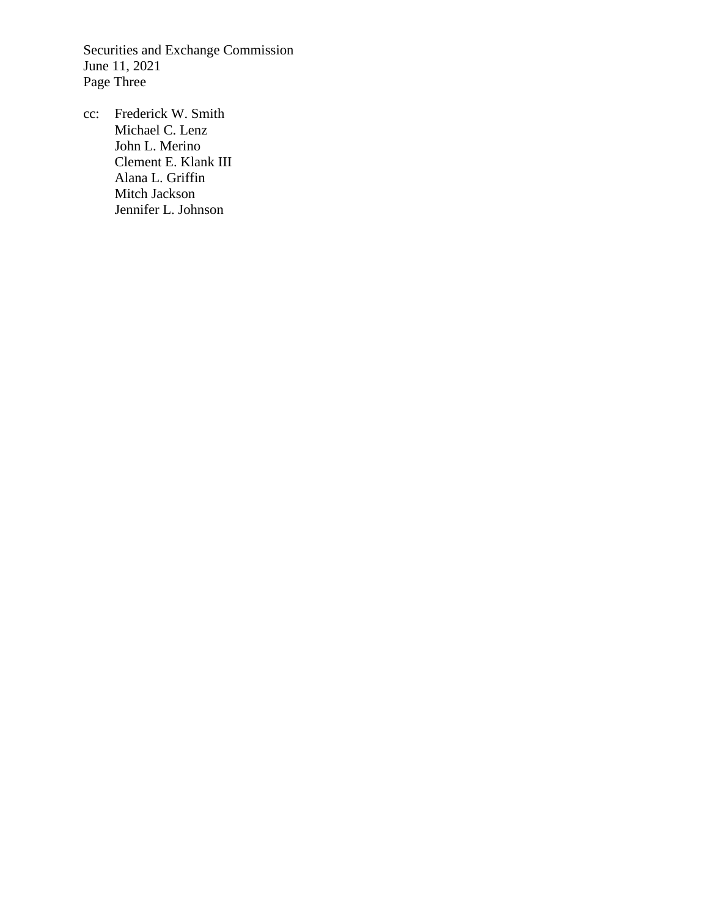cc: Frederick W. Smith
Michael C. Lenz
John L. Merino
Clement E. Klank III
Alana L. Griffin
Mitch Jackson
Jennifer L. Johnson